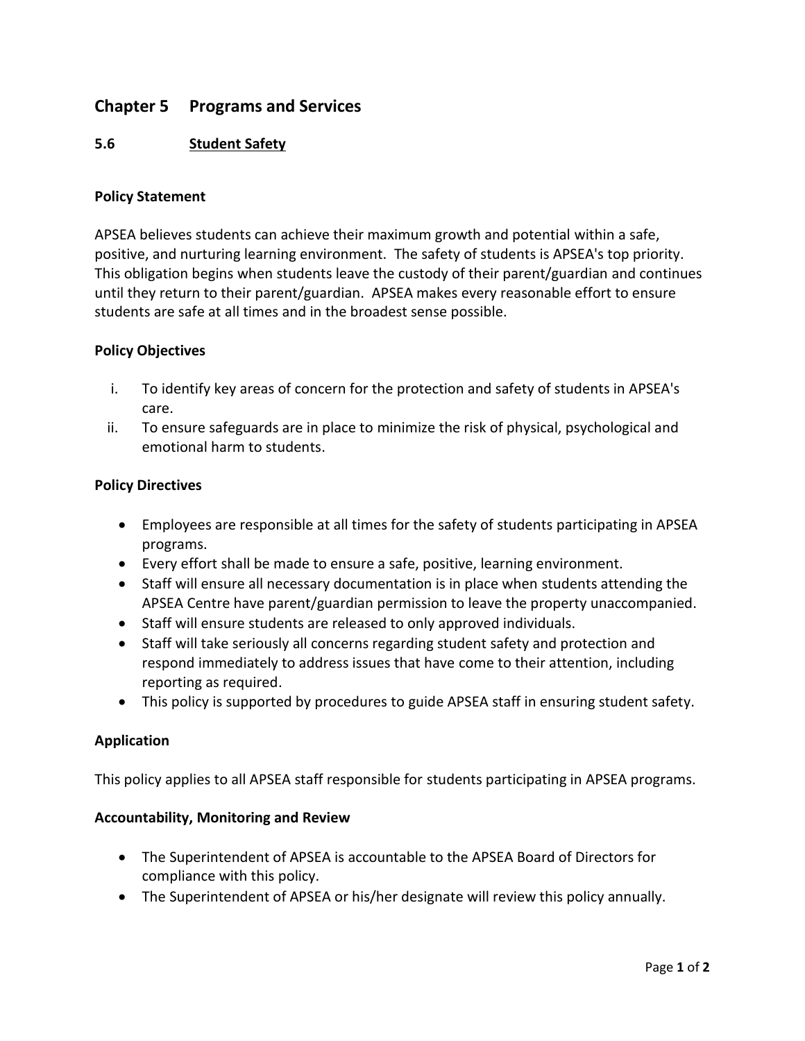# Chapter 5 Programs and Services

## 5.6 Student Safety

### Policy Statement

APSEA believes students can achieve their maximum growth and potential within a safe, positive, and nurturing learning environment. The safety of students is APSEA's top priority. This obligation begins when students leave the custody of their parent/guardian and continues until they return to their parent/guardian. APSEA makes every reasonable effort to ensure students are safe at all times and in the broadest sense possible.

### Policy Objectives

- i. To identify key areas of concern for the protection and safety of students in APSEA's care.
- ii. To ensure safeguards are in place to minimize the risk of physical, psychological and emotional harm to students.

### Policy Directives

- Employees are responsible at all times for the safety of students participating in APSEA programs.
- Every effort shall be made to ensure a safe, positive, learning environment.
- Staff will ensure all necessary documentation is in place when students attending the APSEA Centre have parent/guardian permission to leave the property unaccompanied.
- Staff will ensure students are released to only approved individuals.
- Staff will take seriously all concerns regarding student safety and protection and respond immediately to address issues that have come to their attention, including reporting as required.
- This policy is supported by procedures to guide APSEA staff in ensuring student safety.

### Application

This policy applies to all APSEA staff responsible for students participating in APSEA programs.

### Accountability, Monitoring and Review

- The Superintendent of APSEA is accountable to the APSEA Board of Directors for compliance with this policy.
- The Superintendent of APSEA or his/her designate will review this policy annually.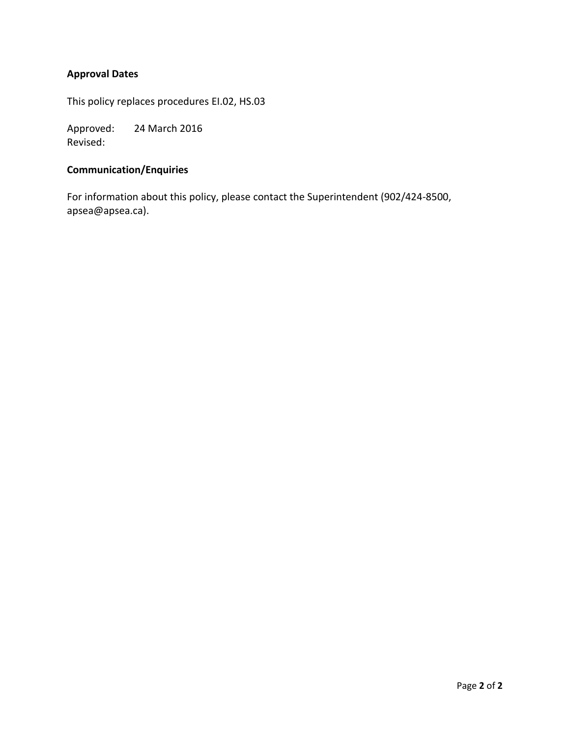## Approval Dates

This policy replaces procedures EI.02, HS.03

Approved: 24 March 2016
Revised:

## Communication/Enquiries

For information about this policy, please contact the Superintendent (902/424-8500, apsea@apsea.ca).